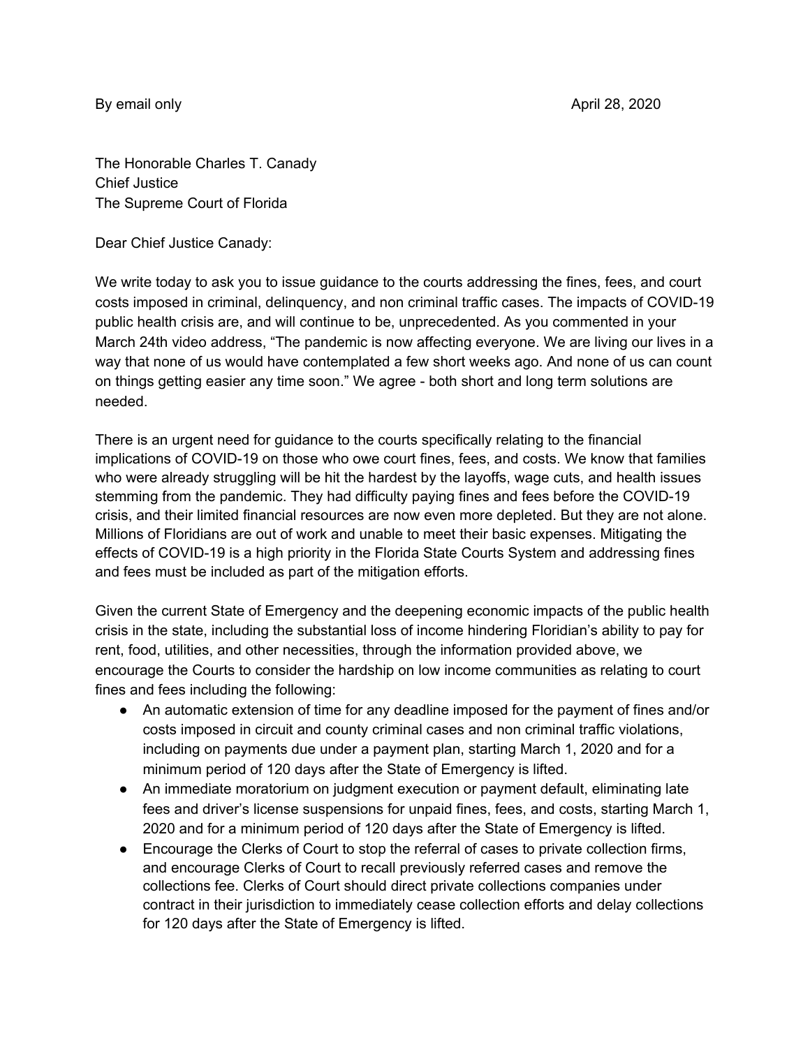By email only April 28, 2020

The Honorable Charles T. Canady
Chief Justice
The Supreme Court of Florida

Dear Chief Justice Canady:

We write today to ask you to issue guidance to the courts addressing the fines, fees, and court costs imposed in criminal, delinquency, and non criminal traffic cases. The impacts of COVID-19 public health crisis are, and will continue to be, unprecedented. As you commented in your March 24th video address, "The pandemic is now affecting everyone. We are living our lives in a way that none of us would have contemplated a few short weeks ago. And none of us can count on things getting easier any time soon." We agree - both short and long term solutions are needed.

There is an urgent need for guidance to the courts specifically relating to the financial implications of COVID-19 on those who owe court fines, fees, and costs. We know that families who were already struggling will be hit the hardest by the layoffs, wage cuts, and health issues stemming from the pandemic. They had difficulty paying fines and fees before the COVID-19 crisis, and their limited financial resources are now even more depleted. But they are not alone. Millions of Floridians are out of work and unable to meet their basic expenses. Mitigating the effects of COVID-19 is a high priority in the Florida State Courts System and addressing fines and fees must be included as part of the mitigation efforts.

Given the current State of Emergency and the deepening economic impacts of the public health crisis in the state, including the substantial loss of income hindering Floridian's ability to pay for rent, food, utilities, and other necessities, through the information provided above, we encourage the Courts to consider the hardship on low income communities as relating to court fines and fees including the following:

- An automatic extension of time for any deadline imposed for the payment of fines and/or costs imposed in circuit and county criminal cases and non criminal traffic violations, including on payments due under a payment plan, starting March 1, 2020 and for a minimum period of 120 days after the State of Emergency is lifted.
- An immediate moratorium on judgment execution or payment default, eliminating late fees and driver's license suspensions for unpaid fines, fees, and costs, starting March 1, 2020 and for a minimum period of 120 days after the State of Emergency is lifted.
- Encourage the Clerks of Court to stop the referral of cases to private collection firms, and encourage Clerks of Court to recall previously referred cases and remove the collections fee. Clerks of Court should direct private collections companies under contract in their jurisdiction to immediately cease collection efforts and delay collections for 120 days after the State of Emergency is lifted.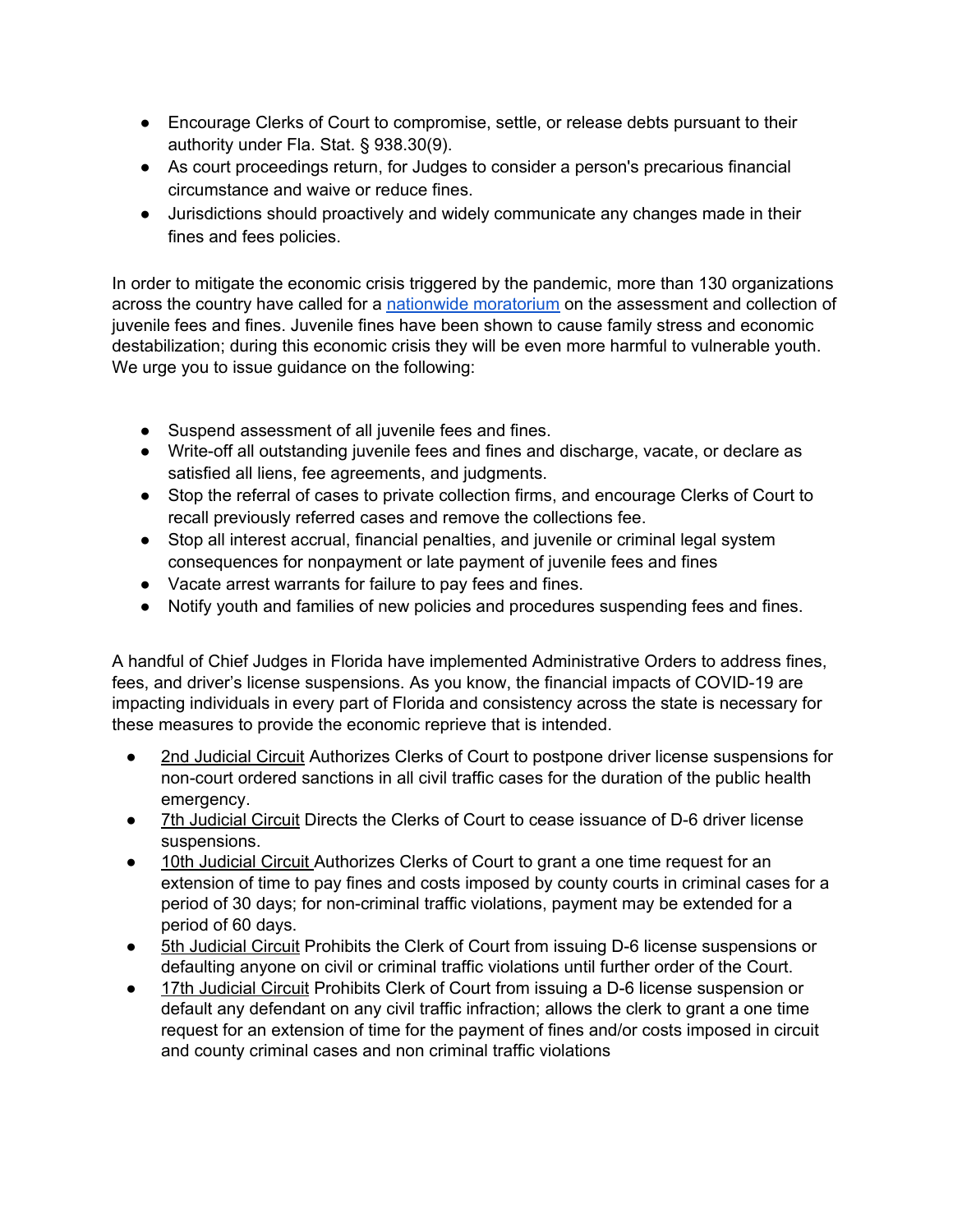- Encourage Clerks of Court to compromise, settle, or release debts pursuant to their authority under Fla. Stat. § 938.30(9).
- As court proceedings return, for Judges to consider a person's precarious financial circumstance and waive or reduce fines.
- Jurisdictions should proactively and widely communicate any changes made in their fines and fees policies.

In order to mitigate the economic crisis triggered by the pandemic, more than 130 organizations across the country have called for a nationwide moratorium on the assessment and collection of juvenile fees and fines. Juvenile fines have been shown to cause family stress and economic destabilization; during this economic crisis they will be even more harmful to vulnerable youth. We urge you to issue guidance on the following:

- Suspend assessment of all juvenile fees and fines.
- Write-off all outstanding juvenile fees and fines and discharge, vacate, or declare as satisfied all liens, fee agreements, and judgments.
- Stop the referral of cases to private collection firms, and encourage Clerks of Court to recall previously referred cases and remove the collections fee.
- Stop all interest accrual, financial penalties, and juvenile or criminal legal system consequences for nonpayment or late payment of juvenile fees and fines
- Vacate arrest warrants for failure to pay fees and fines.
- Notify youth and families of new policies and procedures suspending fees and fines.

A handful of Chief Judges in Florida have implemented Administrative Orders to address fines, fees, and driver's license suspensions. As you know, the financial impacts of COVID-19 are impacting individuals in every part of Florida and consistency across the state is necessary for these measures to provide the economic reprieve that is intended.

- 2nd Judicial Circuit Authorizes Clerks of Court to postpone driver license suspensions for non-court ordered sanctions in all civil traffic cases for the duration of the public health emergency.
- 7th Judicial Circuit Directs the Clerks of Court to cease issuance of D-6 driver license suspensions.
- 10th Judicial Circuit Authorizes Clerks of Court to grant a one time request for an extension of time to pay fines and costs imposed by county courts in criminal cases for a period of 30 days; for non-criminal traffic violations, payment may be extended for a period of 60 days.
- 5th Judicial Circuit Prohibits the Clerk of Court from issuing D-6 license suspensions or defaulting anyone on civil or criminal traffic violations until further order of the Court.
- 17th Judicial Circuit Prohibits Clerk of Court from issuing a D-6 license suspension or default any defendant on any civil traffic infraction; allows the clerk to grant a one time request for an extension of time for the payment of fines and/or costs imposed in circuit and county criminal cases and non criminal traffic violations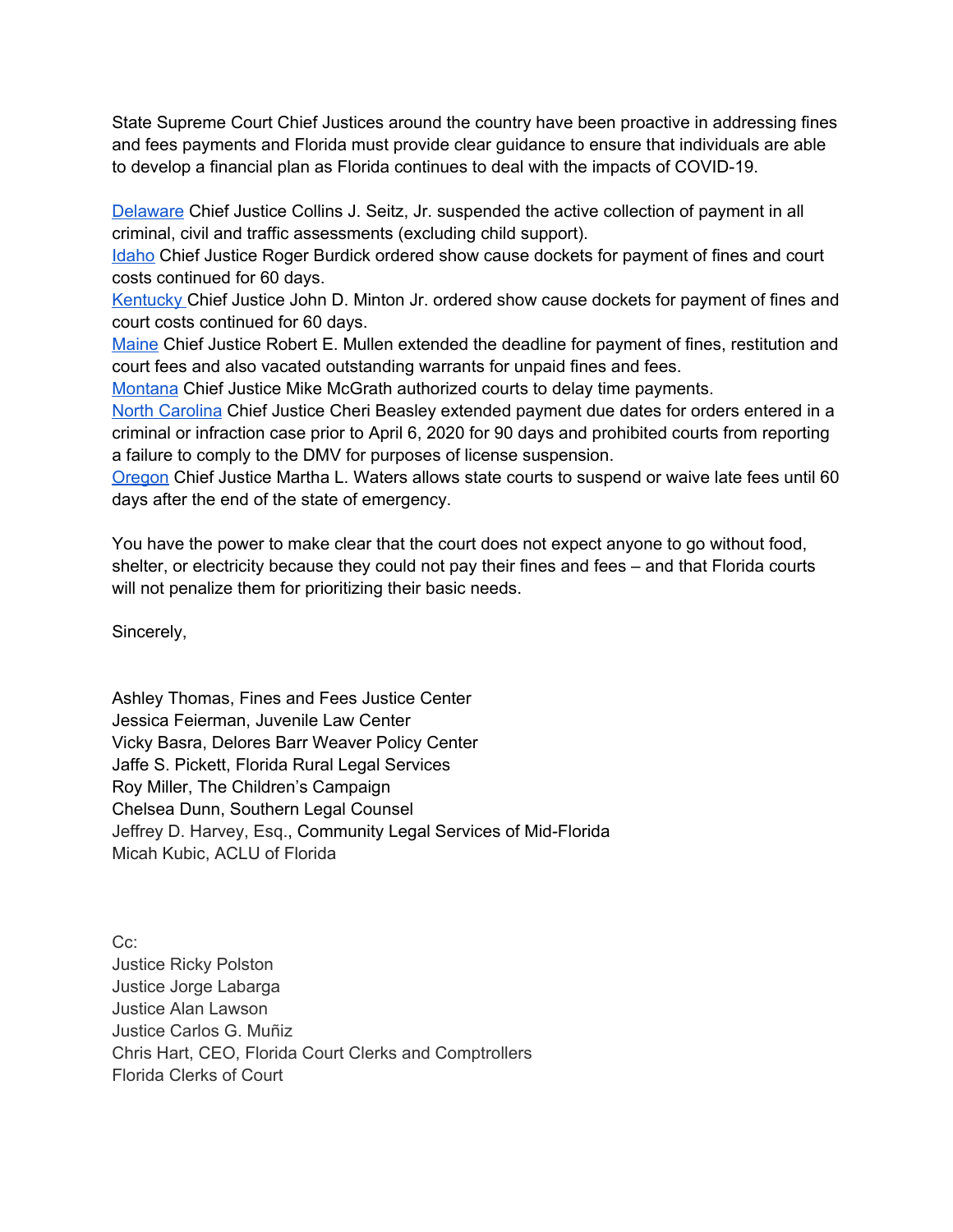State Supreme Court Chief Justices around the country have been proactive in addressing fines and fees payments and Florida must provide clear guidance to ensure that individuals are able to develop a financial plan as Florida continues to deal with the impacts of COVID-19.

Delaware Chief Justice Collins J. Seitz, Jr. suspended the active collection of payment in all criminal, civil and traffic assessments (excluding child support).
Idaho Chief Justice Roger Burdick ordered show cause dockets for payment of fines and court costs continued for 60 days.
Kentucky Chief Justice John D. Minton Jr. ordered show cause dockets for payment of fines and court costs continued for 60 days.
Maine Chief Justice Robert E. Mullen extended the deadline for payment of fines, restitution and court fees and also vacated outstanding warrants for unpaid fines and fees.
Montana Chief Justice Mike McGrath authorized courts to delay time payments.
North Carolina Chief Justice Cheri Beasley extended payment due dates for orders entered in a criminal or infraction case prior to April 6, 2020 for 90 days and prohibited courts from reporting a failure to comply to the DMV for purposes of license suspension.
Oregon Chief Justice Martha L. Waters allows state courts to suspend or waive late fees until 60 days after the end of the state of emergency.

You have the power to make clear that the court does not expect anyone to go without food, shelter, or electricity because they could not pay their fines and fees – and that Florida courts will not penalize them for prioritizing their basic needs.

Sincerely,

Ashley Thomas, Fines and Fees Justice Center
Jessica Feierman, Juvenile Law Center
Vicky Basra, Delores Barr Weaver Policy Center
Jaffe S. Pickett, Florida Rural Legal Services
Roy Miller, The Children's Campaign
Chelsea Dunn, Southern Legal Counsel
Jeffrey D. Harvey, Esq., Community Legal Services of Mid-Florida
Micah Kubic, ACLU of Florida

Cc:
Justice Ricky Polston
Justice Jorge Labarga
Justice Alan Lawson
Justice Carlos G. Muñiz
Chris Hart, CEO, Florida Court Clerks and Comptrollers
Florida Clerks of Court